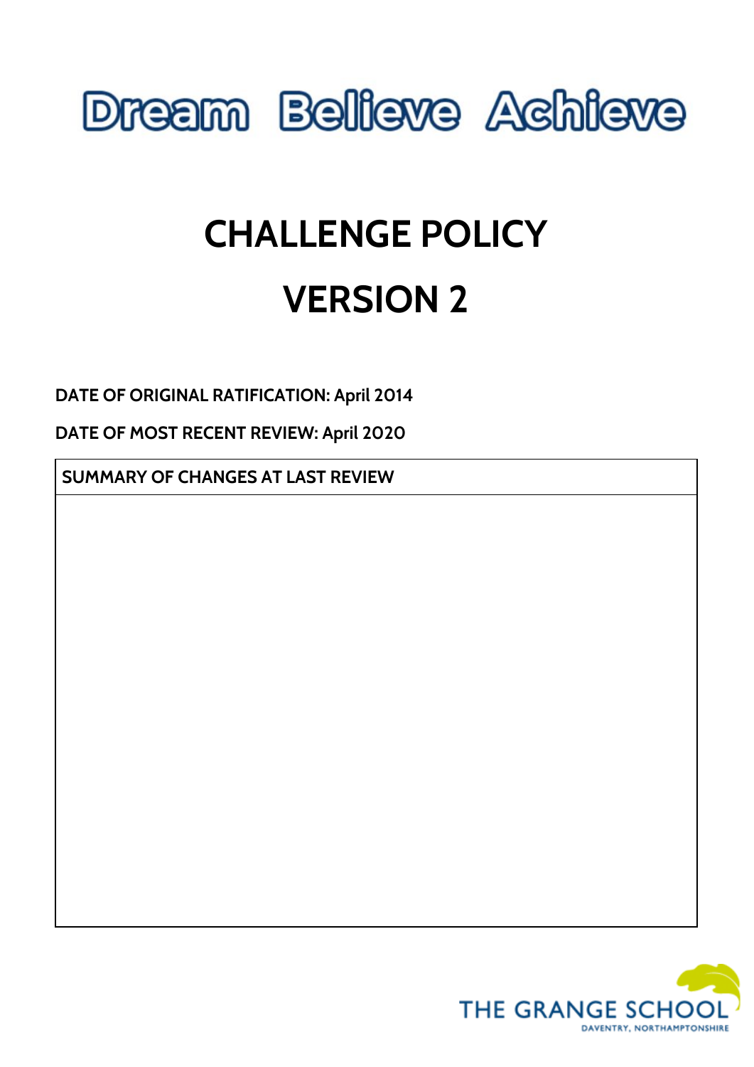# Dream Believe Achieve

# CHALLENGE POLICY

# VERSION 2

**DATE OF ORIGINAL RATIFICATION: April 2014**

**DATE OF MOST RECENT REVIEW: April 2020**

| SUMMARY OF CHANGES AT LAST REVIEW |
|---|
| |

THE GRANGE SCHOOL
DAVENTRY, NORTHAMPTONSHIRE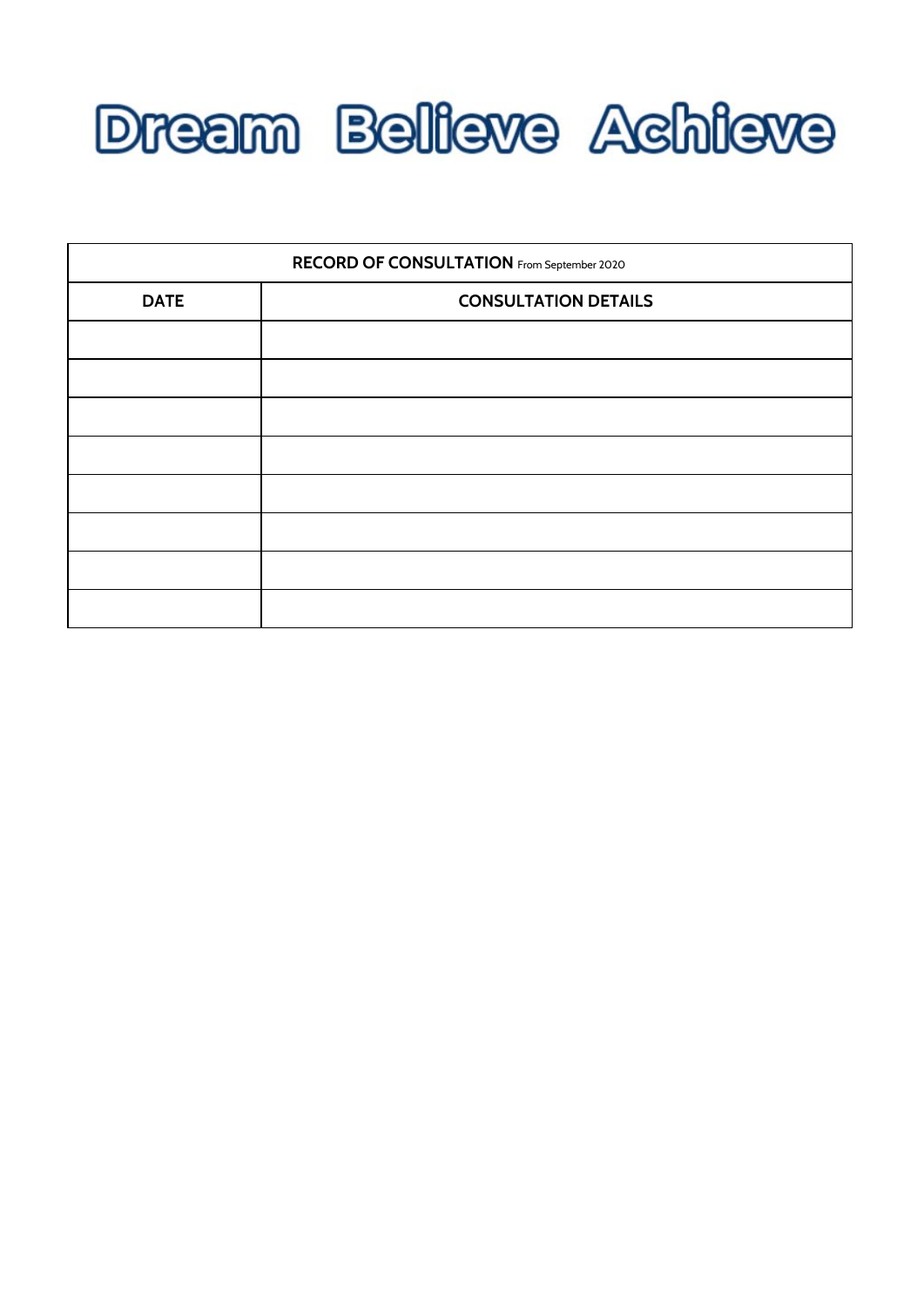# Dream Believe Achieve

| **RECORD OF CONSULTATION** From September 2020 | |
|---|---|
| **DATE** | **CONSULTATION DETAILS** |
| | |
| | |
| | |
| | |
| | |
| | |
| | |
| | |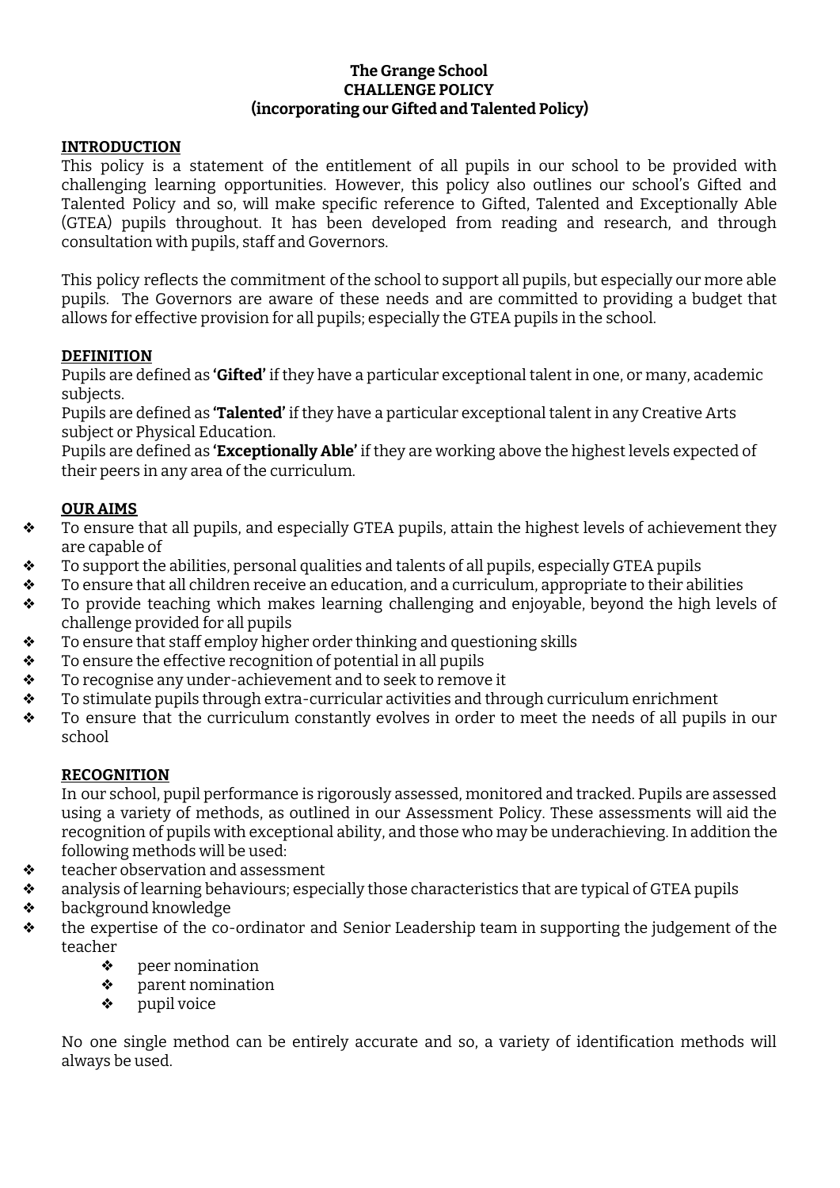**The Grange School**
**CHALLENGE POLICY**
**(incorporating our Gifted and Talented Policy)**

## INTRODUCTION

This policy is a statement of the entitlement of all pupils in our school to be provided with challenging learning opportunities. However, this policy also outlines our school's Gifted and Talented Policy and so, will make specific reference to Gifted, Talented and Exceptionally Able (GTEA) pupils throughout. It has been developed from reading and research, and through consultation with pupils, staff and Governors.

This policy reflects the commitment of the school to support all pupils, but especially our more able pupils. The Governors are aware of these needs and are committed to providing a budget that allows for effective provision for all pupils; especially the GTEA pupils in the school.

## DEFINITION

Pupils are defined as **'Gifted'** if they have a particular exceptional talent in one, or many, academic subjects.
Pupils are defined as **'Talented'** if they have a particular exceptional talent in any Creative Arts subject or Physical Education.
Pupils are defined as **'Exceptionally Able'** if they are working above the highest levels expected of their peers in any area of the curriculum.

## OUR AIMS

- To ensure that all pupils, and especially GTEA pupils, attain the highest levels of achievement they are capable of
- To support the abilities, personal qualities and talents of all pupils, especially GTEA pupils
- To ensure that all children receive an education, and a curriculum, appropriate to their abilities
- To provide teaching which makes learning challenging and enjoyable, beyond the high levels of challenge provided for all pupils
- To ensure that staff employ higher order thinking and questioning skills
- To ensure the effective recognition of potential in all pupils
- To recognise any under-achievement and to seek to remove it
- To stimulate pupils through extra-curricular activities and through curriculum enrichment
- To ensure that the curriculum constantly evolves in order to meet the needs of all pupils in our school

## RECOGNITION

In our school, pupil performance is rigorously assessed, monitored and tracked. Pupils are assessed using a variety of methods, as outlined in our Assessment Policy. These assessments will aid the recognition of pupils with exceptional ability, and those who may be underachieving. In addition the following methods will be used:

- teacher observation and assessment
- analysis of learning behaviours; especially those characteristics that are typical of GTEA pupils
- background knowledge
- the expertise of the co-ordinator and Senior Leadership team in supporting the judgement of the teacher
    - peer nomination
    - parent nomination
    - pupil voice

No one single method can be entirely accurate and so, a variety of identification methods will always be used.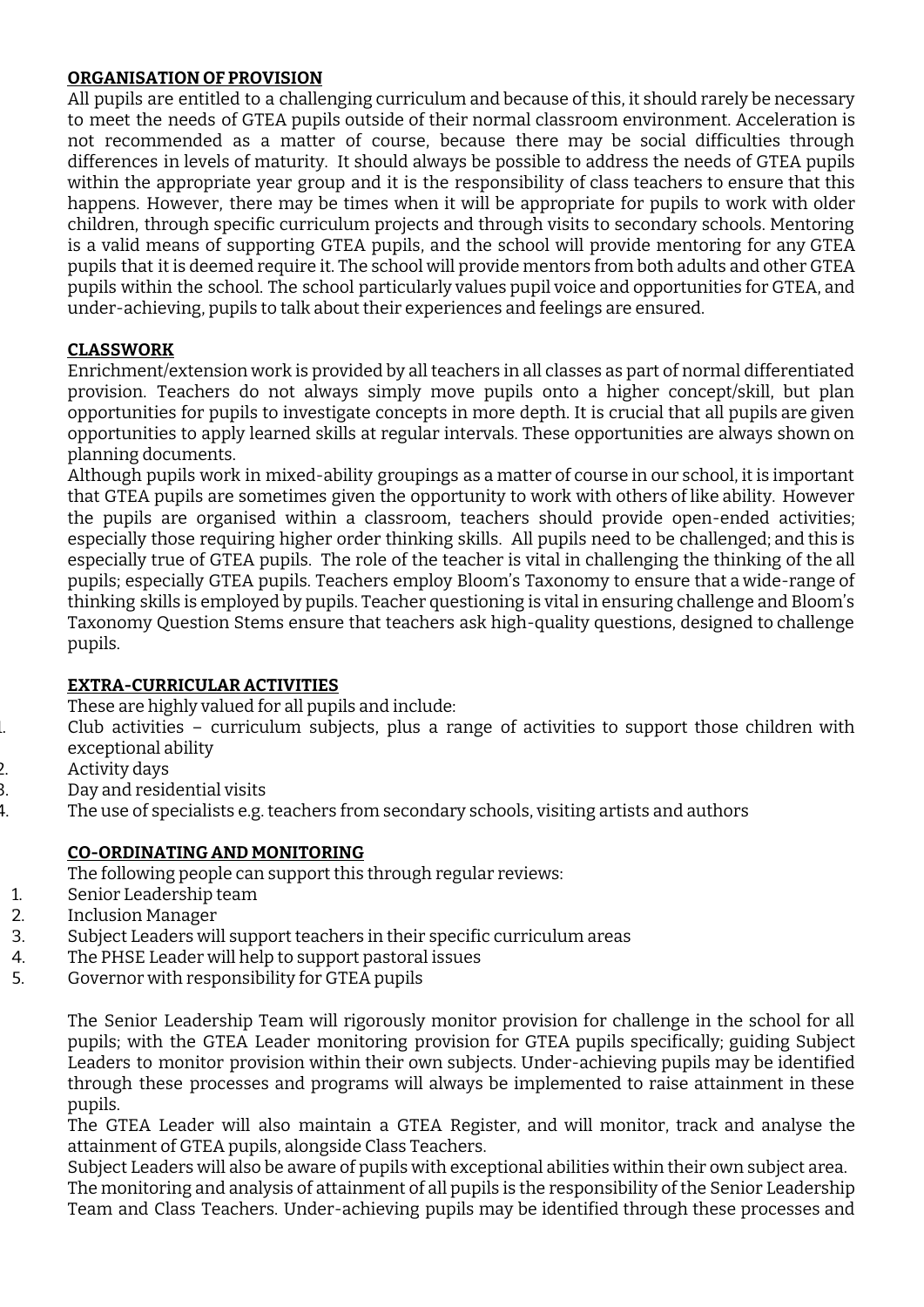**ORGANISATION OF PROVISION**

All pupils are entitled to a challenging curriculum and because of this, it should rarely be necessary to meet the needs of GTEA pupils outside of their normal classroom environment. Acceleration is not recommended as a matter of course, because there may be social difficulties through differences in levels of maturity. It should always be possible to address the needs of GTEA pupils within the appropriate year group and it is the responsibility of class teachers to ensure that this happens. However, there may be times when it will be appropriate for pupils to work with older children, through specific curriculum projects and through visits to secondary schools. Mentoring is a valid means of supporting GTEA pupils, and the school will provide mentoring for any GTEA pupils that it is deemed require it. The school will provide mentors from both adults and other GTEA pupils within the school. The school particularly values pupil voice and opportunities for GTEA, and under-achieving, pupils to talk about their experiences and feelings are ensured.

**CLASSWORK**

Enrichment/extension work is provided by all teachers in all classes as part of normal differentiated provision. Teachers do not always simply move pupils onto a higher concept/skill, but plan opportunities for pupils to investigate concepts in more depth. It is crucial that all pupils are given opportunities to apply learned skills at regular intervals. These opportunities are always shown on planning documents.

Although pupils work in mixed-ability groupings as a matter of course in our school, it is important that GTEA pupils are sometimes given the opportunity to work with others of like ability. However the pupils are organised within a classroom, teachers should provide open-ended activities; especially those requiring higher order thinking skills. All pupils need to be challenged; and this is especially true of GTEA pupils. The role of the teacher is vital in challenging the thinking of the all pupils; especially GTEA pupils. Teachers employ Bloom's Taxonomy to ensure that a wide-range of thinking skills is employed by pupils. Teacher questioning is vital in ensuring challenge and Bloom's Taxonomy Question Stems ensure that teachers ask high-quality questions, designed to challenge pupils.

**EXTRA-CURRICULAR ACTIVITIES**

These are highly valued for all pupils and include:

1. Club activities – curriculum subjects, plus a range of activities to support those children with exceptional ability
2. Activity days
3. Day and residential visits
4. The use of specialists e.g. teachers from secondary schools, visiting artists and authors

**CO-ORDINATING AND MONITORING**

The following people can support this through regular reviews:

1. Senior Leadership team
2. Inclusion Manager
3. Subject Leaders will support teachers in their specific curriculum areas
4. The PHSE Leader will help to support pastoral issues
5. Governor with responsibility for GTEA pupils

The Senior Leadership Team will rigorously monitor provision for challenge in the school for all pupils; with the GTEA Leader monitoring provision for GTEA pupils specifically; guiding Subject Leaders to monitor provision within their own subjects. Under-achieving pupils may be identified through these processes and programs will always be implemented to raise attainment in these pupils.

The GTEA Leader will also maintain a GTEA Register, and will monitor, track and analyse the attainment of GTEA pupils, alongside Class Teachers.

Subject Leaders will also be aware of pupils with exceptional abilities within their own subject area.

The monitoring and analysis of attainment of all pupils is the responsibility of the Senior Leadership Team and Class Teachers. Under-achieving pupils may be identified through these processes and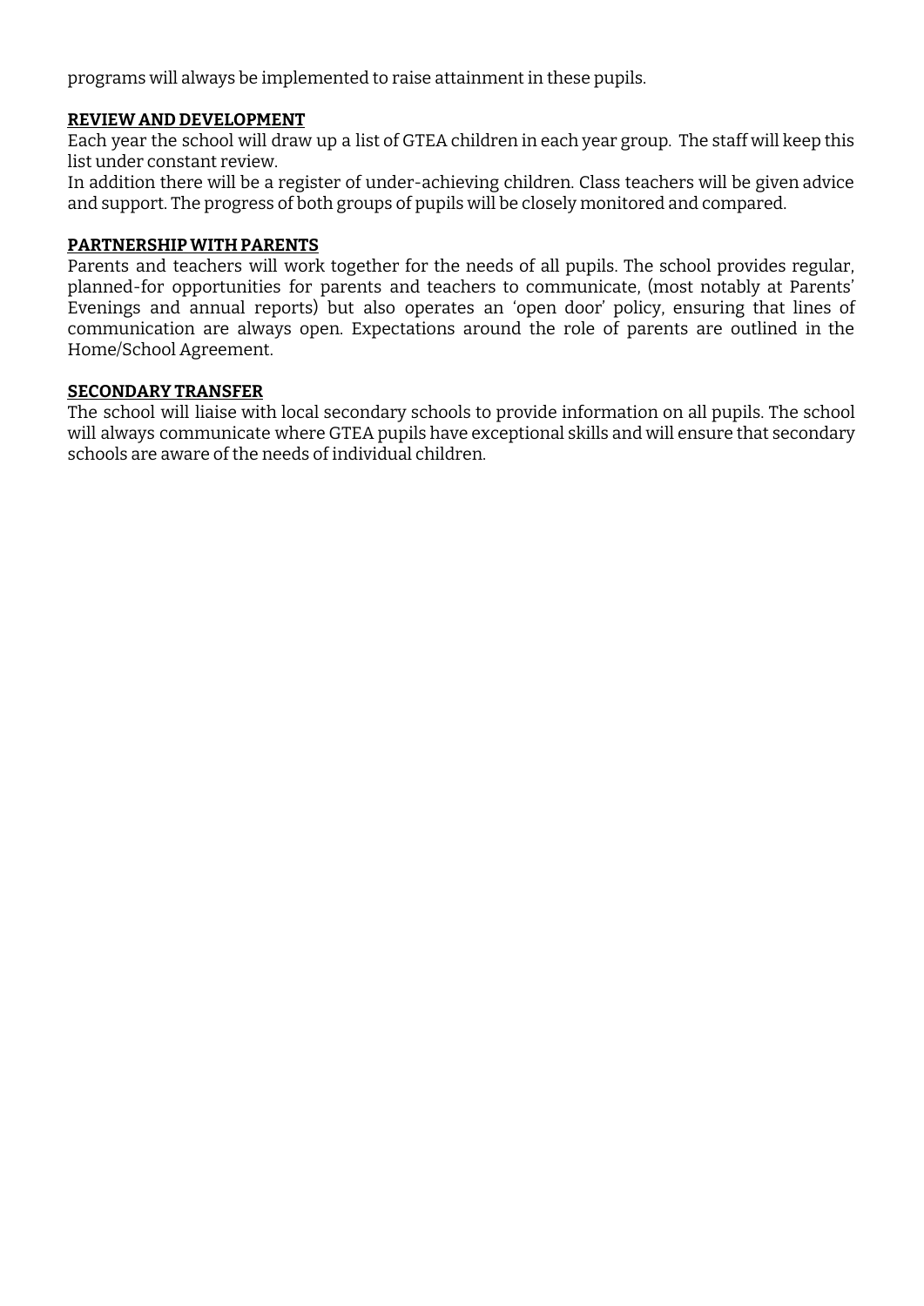programs will always be implemented to raise attainment in these pupils.

## REVIEW AND DEVELOPMENT

Each year the school will draw up a list of GTEA children in each year group. The staff will keep this list under constant review.

In addition there will be a register of under-achieving children. Class teachers will be given advice and support. The progress of both groups of pupils will be closely monitored and compared.

## PARTNERSHIP WITH PARENTS

Parents and teachers will work together for the needs of all pupils. The school provides regular, planned-for opportunities for parents and teachers to communicate, (most notably at Parents' Evenings and annual reports) but also operates an 'open door' policy, ensuring that lines of communication are always open. Expectations around the role of parents are outlined in the Home/School Agreement.

## SECONDARY TRANSFER

The school will liaise with local secondary schools to provide information on all pupils. The school will always communicate where GTEA pupils have exceptional skills and will ensure that secondary schools are aware of the needs of individual children.